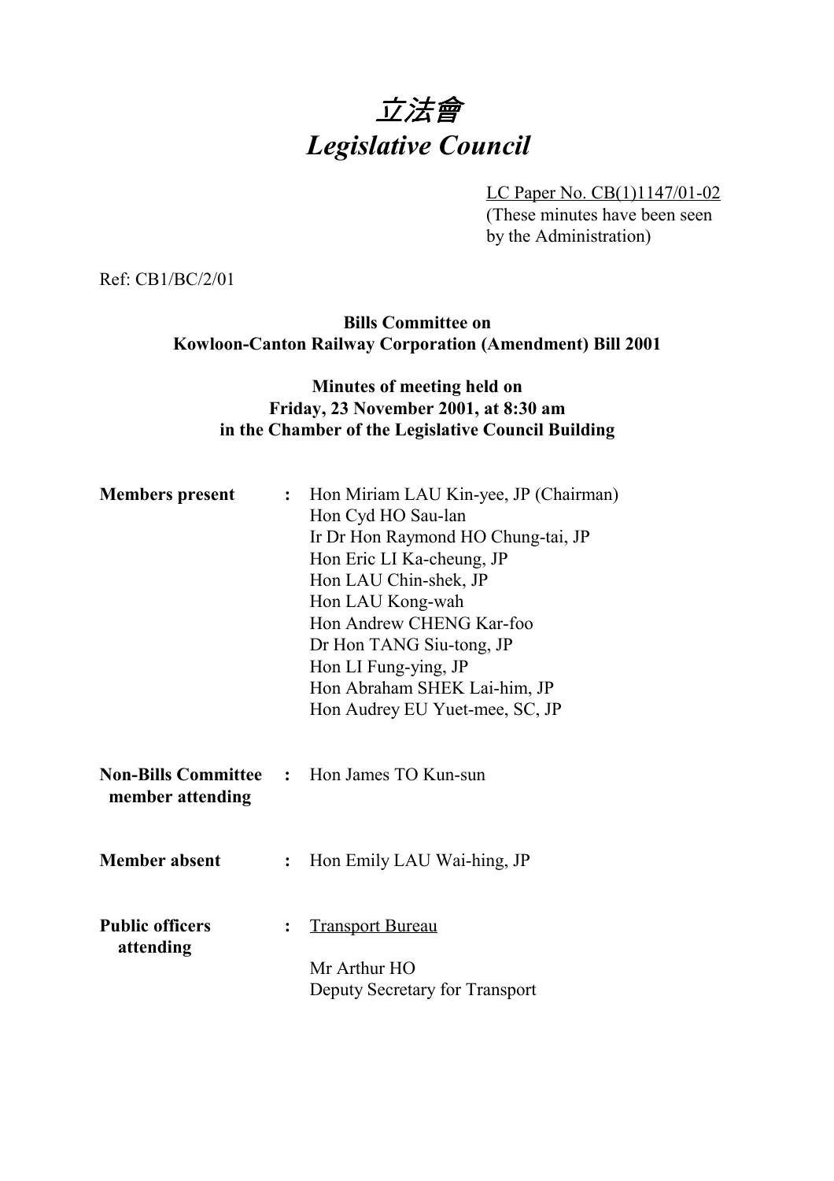# *立法會*
# *Legislative Council*

LC Paper No. CB(1)1147/01-02
(These minutes have been seen by the Administration)

Ref: CB1/BC/2/01

**Bills Committee on**
**Kowloon-Canton Railway Corporation (Amendment) Bill 2001**

**Minutes of meeting held on**
**Friday, 23 November 2001, at 8:30 am**
**in the Chamber of the Legislative Council Building**

**Members present** : Hon Miriam LAU Kin-yee, JP (Chairman)
Hon Cyd HO Sau-lan
Ir Dr Hon Raymond HO Chung-tai, JP
Hon Eric LI Ka-cheung, JP
Hon LAU Chin-shek, JP
Hon LAU Kong-wah
Hon Andrew CHENG Kar-foo
Dr Hon TANG Siu-tong, JP
Hon LI Fung-ying, JP
Hon Abraham SHEK Lai-him, JP
Hon Audrey EU Yuet-mee, SC, JP

**Non-Bills Committee member attending** : Hon James TO Kun-sun

**Member absent** : Hon Emily LAU Wai-hing, JP

**Public officers attending** : Transport Bureau

Mr Arthur HO
Deputy Secretary for Transport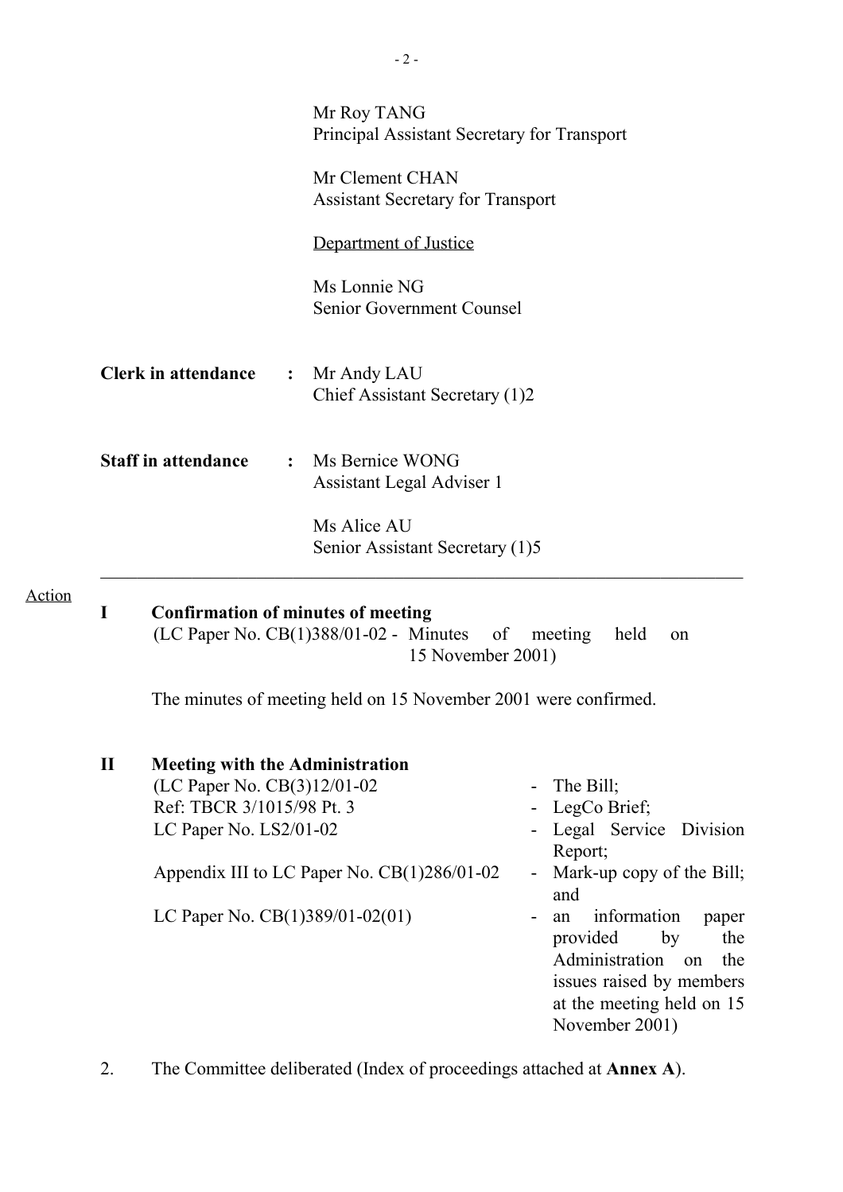Mr Roy TANG
Principal Assistant Secretary for Transport

Mr Clement CHAN
Assistant Secretary for Transport

Department of Justice

Ms Lonnie NG
Senior Government Counsel

**Clerk in attendance** : Mr Andy LAU
Chief Assistant Secretary (1)2

**Staff in attendance** : Ms Bernice WONG
Assistant Legal Adviser 1

Ms Alice AU
Senior Assistant Secretary (1)5

---

Action

**I Confirmation of minutes of meeting**

(LC Paper No. CB(1)388/01-02 - Minutes of meeting held on 15 November 2001)

The minutes of meeting held on 15 November 2001 were confirmed.

**II Meeting with the Administration**

| | |
|---|---|
| (LC Paper No. CB(3)12/01-02 | - The Bill; |
| Ref: TBCR 3/1015/98 Pt. 3 | - LegCo Brief; |
| LC Paper No. LS2/01-02 | - Legal Service Division Report; |
| Appendix III to LC Paper No. CB(1)286/01-02 | - Mark-up copy of the Bill; and |
| LC Paper No. CB(1)389/01-02(01) | - an information paper provided by the Administration on the issues raised by members at the meeting held on 15 November 2001) |

2. The Committee deliberated (Index of proceedings attached at **Annex A**).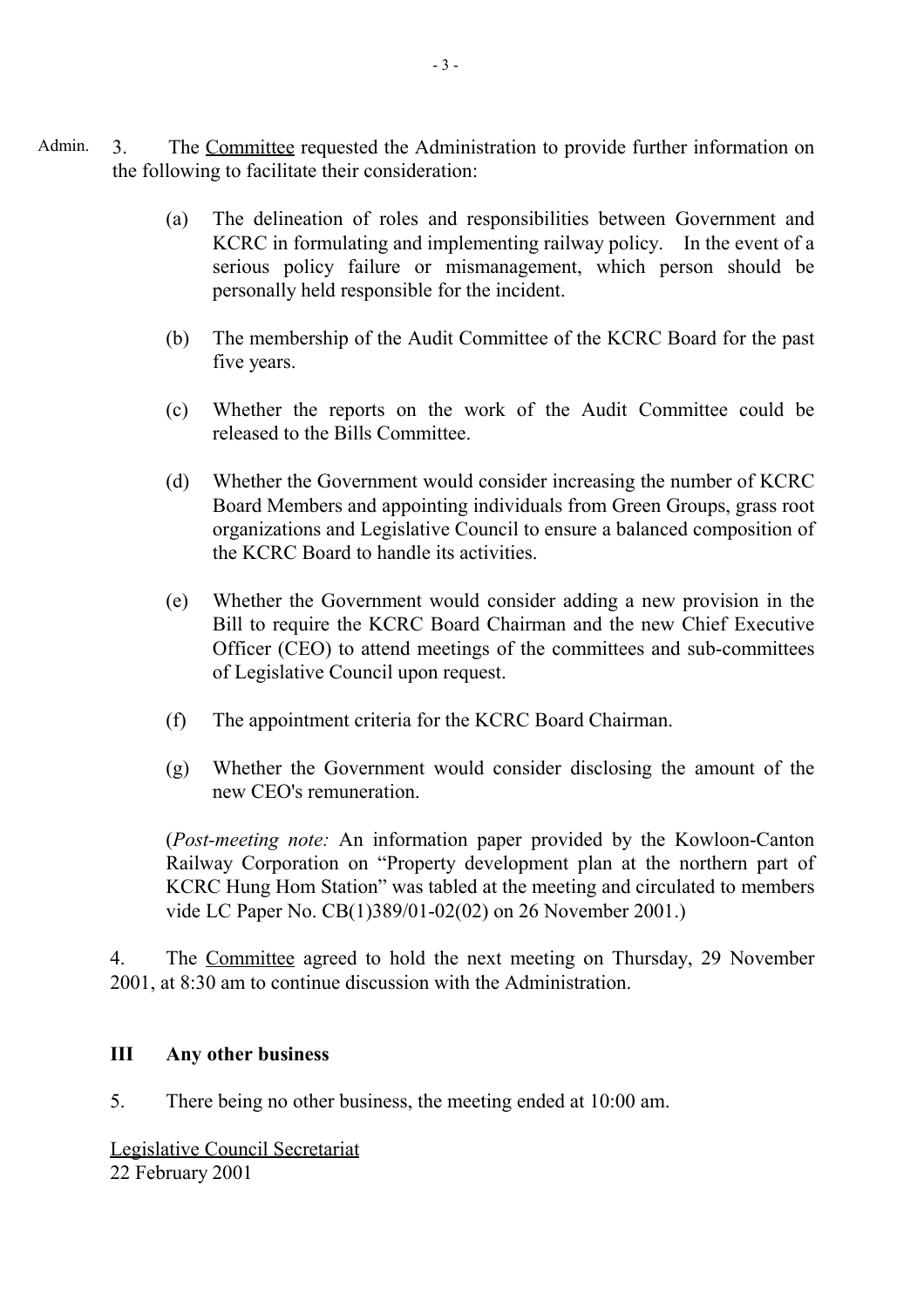Admin. 3. The Committee requested the Administration to provide further information on the following to facilitate their consideration:

(a) The delineation of roles and responsibilities between Government and KCRC in formulating and implementing railway policy. In the event of a serious policy failure or mismanagement, which person should be personally held responsible for the incident.

(b) The membership of the Audit Committee of the KCRC Board for the past five years.

(c) Whether the reports on the work of the Audit Committee could be released to the Bills Committee.

(d) Whether the Government would consider increasing the number of KCRC Board Members and appointing individuals from Green Groups, grass root organizations and Legislative Council to ensure a balanced composition of the KCRC Board to handle its activities.

(e) Whether the Government would consider adding a new provision in the Bill to require the KCRC Board Chairman and the new Chief Executive Officer (CEO) to attend meetings of the committees and sub-committees of Legislative Council upon request.

(f) The appointment criteria for the KCRC Board Chairman.

(g) Whether the Government would consider disclosing the amount of the new CEO's remuneration.

(*Post-meeting note:* An information paper provided by the Kowloon-Canton Railway Corporation on "Property development plan at the northern part of KCRC Hung Hom Station" was tabled at the meeting and circulated to members vide LC Paper No. CB(1)389/01-02(02) on 26 November 2001.)

4. The Committee agreed to hold the next meeting on Thursday, 29 November 2001, at 8:30 am to continue discussion with the Administration.

## III Any other business

5. There being no other business, the meeting ended at 10:00 am.

Legislative Council Secretariat
22 February 2001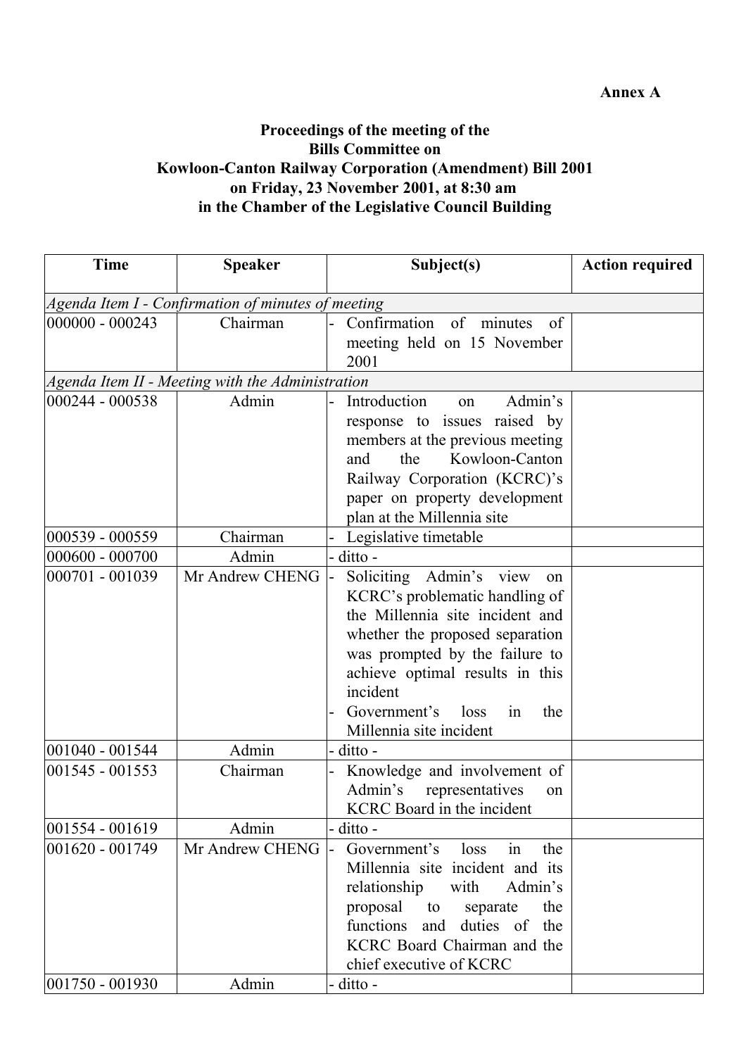**Annex A**

**Proceedings of the meeting of the**
**Bills Committee on**
**Kowloon-Canton Railway Corporation (Amendment) Bill 2001**
**on Friday, 23 November 2001, at 8:30 am**
**in the Chamber of the Legislative Council Building**

| Time | Speaker | Subject(s) | Action required |
|---|---|---|---|
| *Agenda Item I - Confirmation of minutes of meeting* | | | |
| 000000 - 000243 | Chairman | - Confirmation of minutes of meeting held on 15 November 2001 | |
| *Agenda Item II - Meeting with the Administration* | | | |
| 000244 - 000538 | Admin | - Introduction on Admin's response to issues raised by members at the previous meeting and the Kowloon-Canton Railway Corporation (KCRC)'s paper on property development plan at the Millennia site | |
| 000539 - 000559 | Chairman | - Legislative timetable | |
| 000600 - 000700 | Admin | - ditto - | |
| 000701 - 001039 | Mr Andrew CHENG | - Soliciting Admin's view on KCRC's problematic handling of the Millennia site incident and whether the proposed separation was prompted by the failure to achieve optimal results in this incident<br>- Government's loss in the Millennia site incident | |
| 001040 - 001544 | Admin | - ditto - | |
| 001545 - 001553 | Chairman | - Knowledge and involvement of Admin's representatives on KCRC Board in the incident | |
| 001554 - 001619 | Admin | - ditto - | |
| 001620 - 001749 | Mr Andrew CHENG | - Government's loss in the Millennia site incident and its relationship with Admin's proposal to separate the functions and duties of the KCRC Board Chairman and the chief executive of KCRC | |
| 001750 - 001930 | Admin | - ditto - | |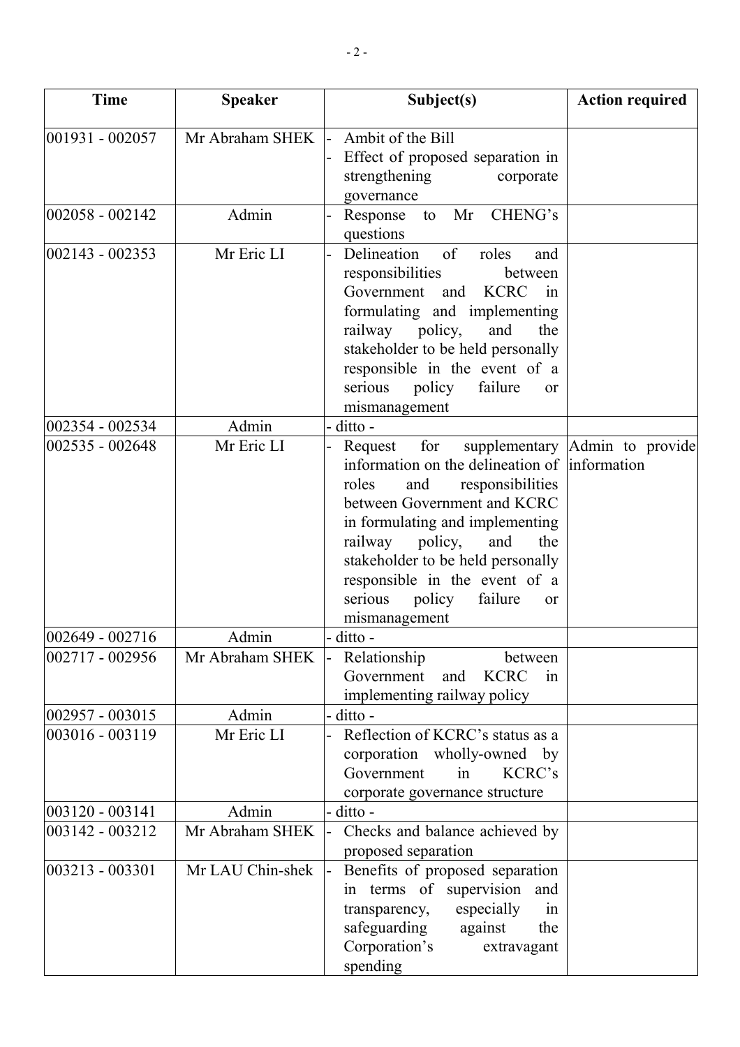| Time | Speaker | Subject(s) | Action required |
|---|---|---|---|
| 001931 - 002057 | Mr Abraham SHEK | - Ambit of the Bill<br>- Effect of proposed separation in strengthening corporate governance | |
| 002058 - 002142 | Admin | - Response to Mr CHENG's questions | |
| 002143 - 002353 | Mr Eric LI | - Delineation of roles and responsibilities between Government and KCRC in formulating and implementing railway policy, and the stakeholder to be held personally responsible in the event of a serious policy failure or mismanagement | |
| 002354 - 002534 | Admin | - ditto - | |
| 002535 - 002648 | Mr Eric LI | - Request for supplementary information on the delineation of roles and responsibilities between Government and KCRC in formulating and implementing railway policy, and the stakeholder to be held personally responsible in the event of a serious policy failure or mismanagement | Admin to provide information |
| 002649 - 002716 | Admin | - ditto - | |
| 002717 - 002956 | Mr Abraham SHEK | - Relationship between Government and KCRC in implementing railway policy | |
| 002957 - 003015 | Admin | - ditto - | |
| 003016 - 003119 | Mr Eric LI | - Reflection of KCRC's status as a corporation wholly-owned by Government in KCRC's corporate governance structure | |
| 003120 - 003141 | Admin | - ditto - | |
| 003142 - 003212 | Mr Abraham SHEK | - Checks and balance achieved by proposed separation | |
| 003213 - 003301 | Mr LAU Chin-shek | - Benefits of proposed separation in terms of supervision and transparency, especially in safeguarding against the Corporation's extravagant spending | |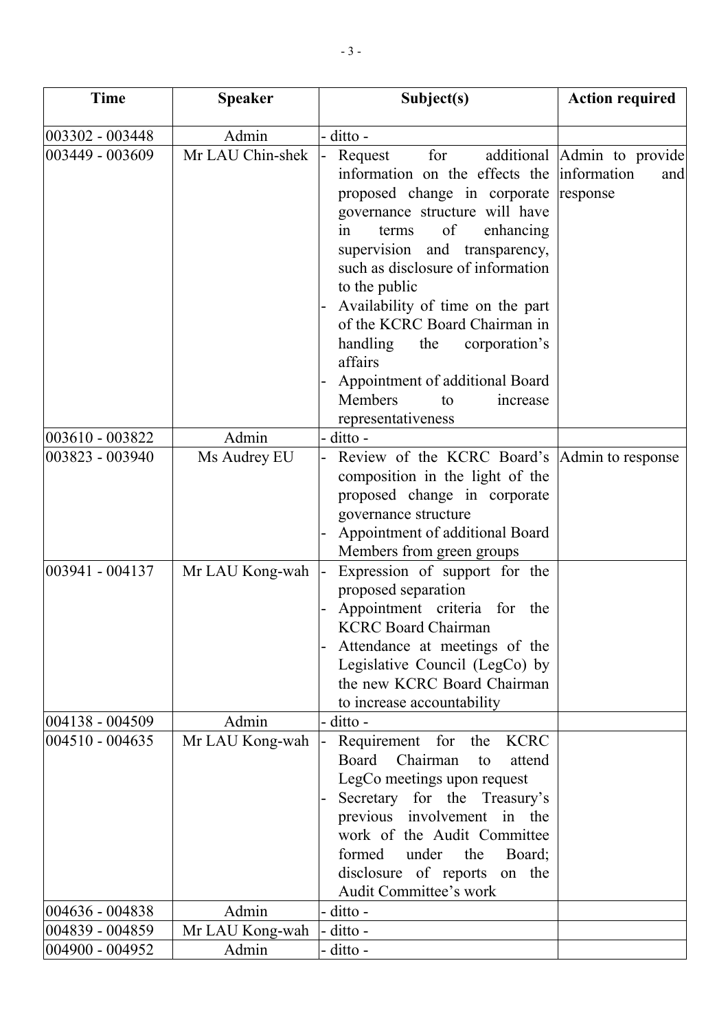| Time | Speaker | Subject(s) | Action required |
|---|---|---|---|
| 003302 - 003448 | Admin | - ditto - | |
| 003449 - 003609 | Mr LAU Chin-shek | - Request for additional information on the effects the proposed change in corporate governance structure will have in terms of enhancing supervision and transparency, such as disclosure of information to the public<br>- Availability of time on the part of the KCRC Board Chairman in handling the corporation's affairs<br>- Appointment of additional Board Members to increase representativeness | Admin to provide information and response |
| 003610 - 003822 | Admin | - ditto - | |
| 003823 - 003940 | Ms Audrey EU | - Review of the KCRC Board's composition in the light of the proposed change in corporate governance structure<br>- Appointment of additional Board Members from green groups | Admin to response |
| 003941 - 004137 | Mr LAU Kong-wah | - Expression of support for the proposed separation<br>- Appointment criteria for the KCRC Board Chairman<br>- Attendance at meetings of the Legislative Council (LegCo) by the new KCRC Board Chairman to increase accountability | |
| 004138 - 004509 | Admin | - ditto - | |
| 004510 - 004635 | Mr LAU Kong-wah | - Requirement for the KCRC Board Chairman to attend LegCo meetings upon request<br>- Secretary for the Treasury's previous involvement in the work of the Audit Committee formed under the Board; disclosure of reports on the Audit Committee's work | |
| 004636 - 004838 | Admin | - ditto - | |
| 004839 - 004859 | Mr LAU Kong-wah | - ditto - | |
| 004900 - 004952 | Admin | - ditto - | |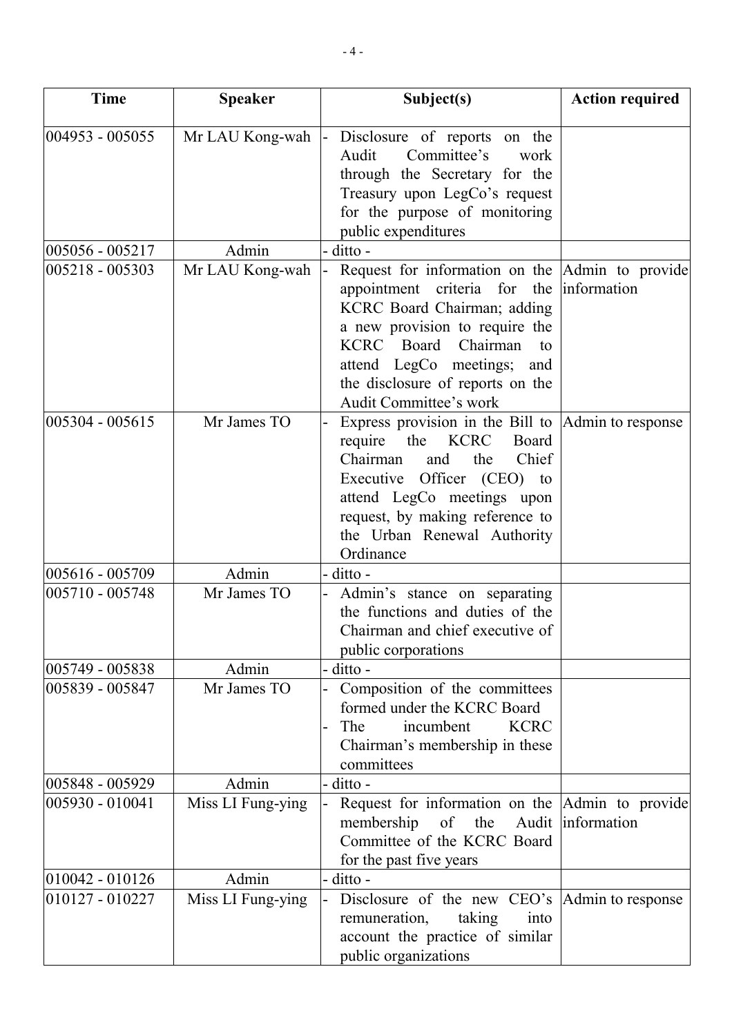| Time | Speaker | Subject(s) | Action required |
|---|---|---|---|
| 004953 - 005055 | Mr LAU Kong-wah | - Disclosure of reports on the Audit Committee's work through the Secretary for the Treasury upon LegCo's request for the purpose of monitoring public expenditures | |
| 005056 - 005217 | Admin | - ditto - | |
| 005218 - 005303 | Mr LAU Kong-wah | - Request for information on the appointment criteria for the KCRC Board Chairman; adding a new provision to require the KCRC Board Chairman to attend LegCo meetings; and the disclosure of reports on the Audit Committee's work | Admin to provide information |
| 005304 - 005615 | Mr James TO | - Express provision in the Bill to require the KCRC Board Chairman and the Chief Executive Officer (CEO) to attend LegCo meetings upon request, by making reference to the Urban Renewal Authority Ordinance | Admin to response |
| 005616 - 005709 | Admin | - ditto - | |
| 005710 - 005748 | Mr James TO | - Admin's stance on separating the functions and duties of the Chairman and chief executive of public corporations | |
| 005749 - 005838 | Admin | - ditto - | |
| 005839 - 005847 | Mr James TO | - Composition of the committees formed under the KCRC Board<br>- The incumbent KCRC Chairman's membership in these committees | |
| 005848 - 005929 | Admin | - ditto - | |
| 005930 - 010041 | Miss LI Fung-ying | - Request for information on the membership of the Audit Committee of the KCRC Board for the past five years | Admin to provide information |
| 010042 - 010126 | Admin | - ditto - | |
| 010127 - 010227 | Miss LI Fung-ying | - Disclosure of the new CEO's remuneration, taking into account the practice of similar public organizations | Admin to response |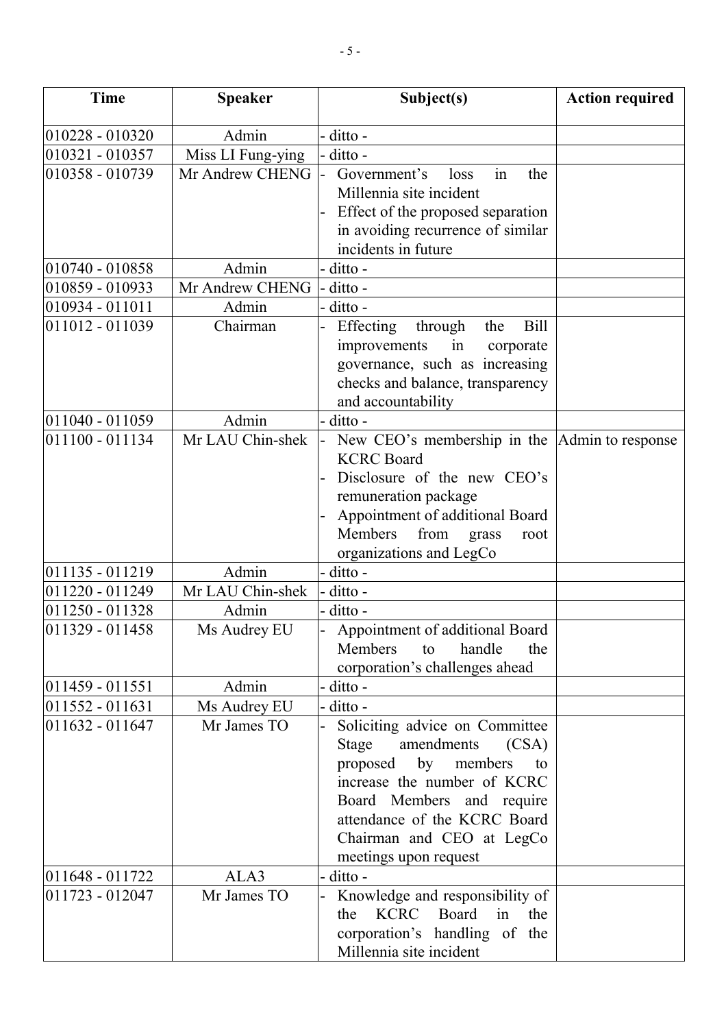| Time | Speaker | Subject(s) | Action required |
|---|---|---|---|
| 010228 - 010320 | Admin | - ditto - | |
| 010321 - 010357 | Miss LI Fung-ying | - ditto - | |
| 010358 - 010739 | Mr Andrew CHENG | - Government's loss in the Millennia site incident<br>- Effect of the proposed separation in avoiding recurrence of similar incidents in future | |
| 010740 - 010858 | Admin | - ditto - | |
| 010859 - 010933 | Mr Andrew CHENG | - ditto - | |
| 010934 - 011011 | Admin | - ditto - | |
| 011012 - 011039 | Chairman | - Effecting through the Bill improvements in corporate governance, such as increasing checks and balance, transparency and accountability | |
| 011040 - 011059 | Admin | - ditto - | |
| 011100 - 011134 | Mr LAU Chin-shek | - New CEO's membership in the KCRC Board<br>- Disclosure of the new CEO's remuneration package<br>- Appointment of additional Board Members from grass root organizations and LegCo | Admin to response |
| 011135 - 011219 | Admin | - ditto - | |
| 011220 - 011249 | Mr LAU Chin-shek | - ditto - | |
| 011250 - 011328 | Admin | - ditto - | |
| 011329 - 011458 | Ms Audrey EU | - Appointment of additional Board Members to handle the corporation's challenges ahead | |
| 011459 - 011551 | Admin | - ditto - | |
| 011552 - 011631 | Ms Audrey EU | - ditto - | |
| 011632 - 011647 | Mr James TO | - Soliciting advice on Committee Stage amendments (CSA) proposed by members to increase the number of KCRC Board Members and require attendance of the KCRC Board Chairman and CEO at LegCo meetings upon request | |
| 011648 - 011722 | ALA3 | - ditto - | |
| 011723 - 012047 | Mr James TO | - Knowledge and responsibility of the KCRC Board in the corporation's handling of the Millennia site incident | |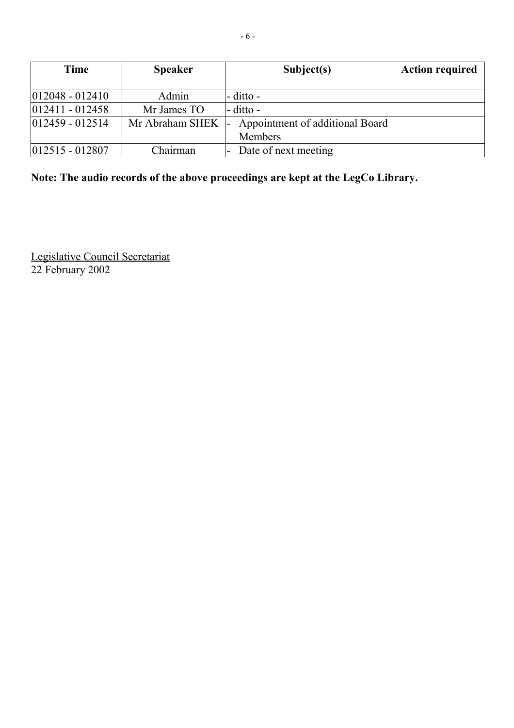| Time | Speaker | Subject(s) | Action required |
|---|---|---|---|
| 012048 - 012410 | Admin | - ditto - | |
| 012411 - 012458 | Mr James TO | - ditto - | |
| 012459 - 012514 | Mr Abraham SHEK | - Appointment of additional Board Members | |
| 012515 - 012807 | Chairman | - Date of next meeting | |

**Note: The audio records of the above proceedings are kept at the LegCo Library.**

Legislative Council Secretariat
22 February 2002